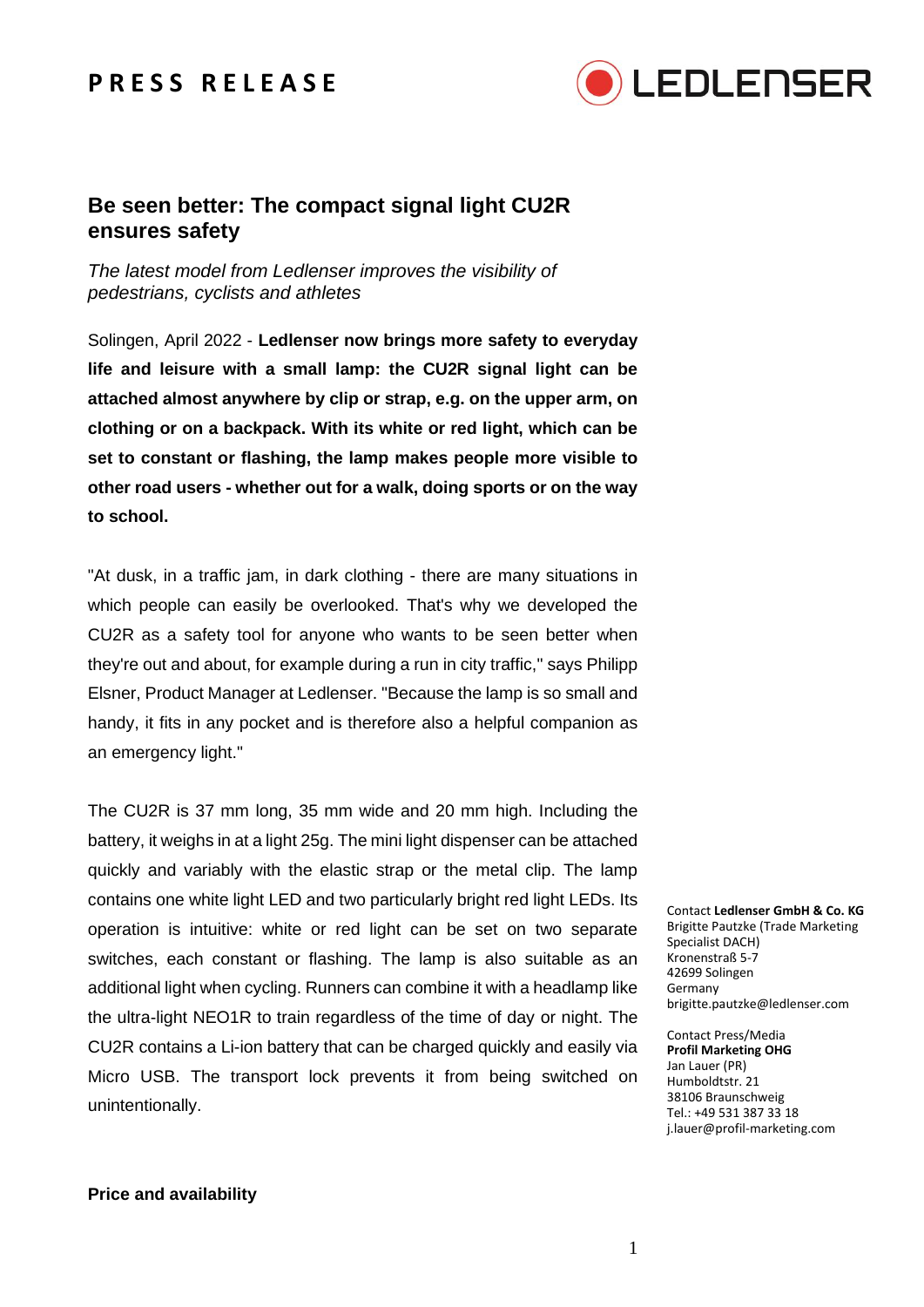**PRESS RELEASE**

# Be seen better: The compact signal light CU2R ensures safety

*The latest model from Ledlenser improves the visibility of pedestrians, cyclists and athletes*

Solingen, April 2022 - **Ledlenser now brings more safety to everyday life and leisure with a small lamp: the CU2R signal light can be attached almost anywhere by clip or strap, e.g. on the upper arm, on clothing or on a backpack. With its white or red light, which can be set to constant or flashing, the lamp makes people more visible to other road users - whether out for a walk, doing sports or on the way to school.**

"At dusk, in a traffic jam, in dark clothing - there are many situations in which people can easily be overlooked. That's why we developed the CU2R as a safety tool for anyone who wants to be seen better when they're out and about, for example during a run in city traffic," says Philipp Elsner, Product Manager at Ledlenser. "Because the lamp is so small and handy, it fits in any pocket and is therefore also a helpful companion as an emergency light."

The CU2R is 37 mm long, 35 mm wide and 20 mm high. Including the battery, it weighs in at a light 25g. The mini light dispenser can be attached quickly and variably with the elastic strap or the metal clip. The lamp contains one white light LED and two particularly bright red light LEDs. Its operation is intuitive: white or red light can be set on two separate switches, each constant or flashing. The lamp is also suitable as an additional light when cycling. Runners can combine it with a headlamp like the ultra-light NEO1R to train regardless of the time of day or night. The CU2R contains a Li-ion battery that can be charged quickly and easily via Micro USB. The transport lock prevents it from being switched on unintentionally.

Contact **Ledlenser GmbH & Co. KG**
Brigitte Pautzke (Trade Marketing Specialist DACH)
Kronenstraß 5-7
42699 Solingen
Germany
brigitte.pautzke@ledlenser.com

Contact Press/Media
**Profil Marketing OHG**
Jan Lauer (PR)
Humboldtstr. 21
38106 Braunschweig
Tel.: +49 531 387 33 18
j.lauer@profil-marketing.com

**Price and availability**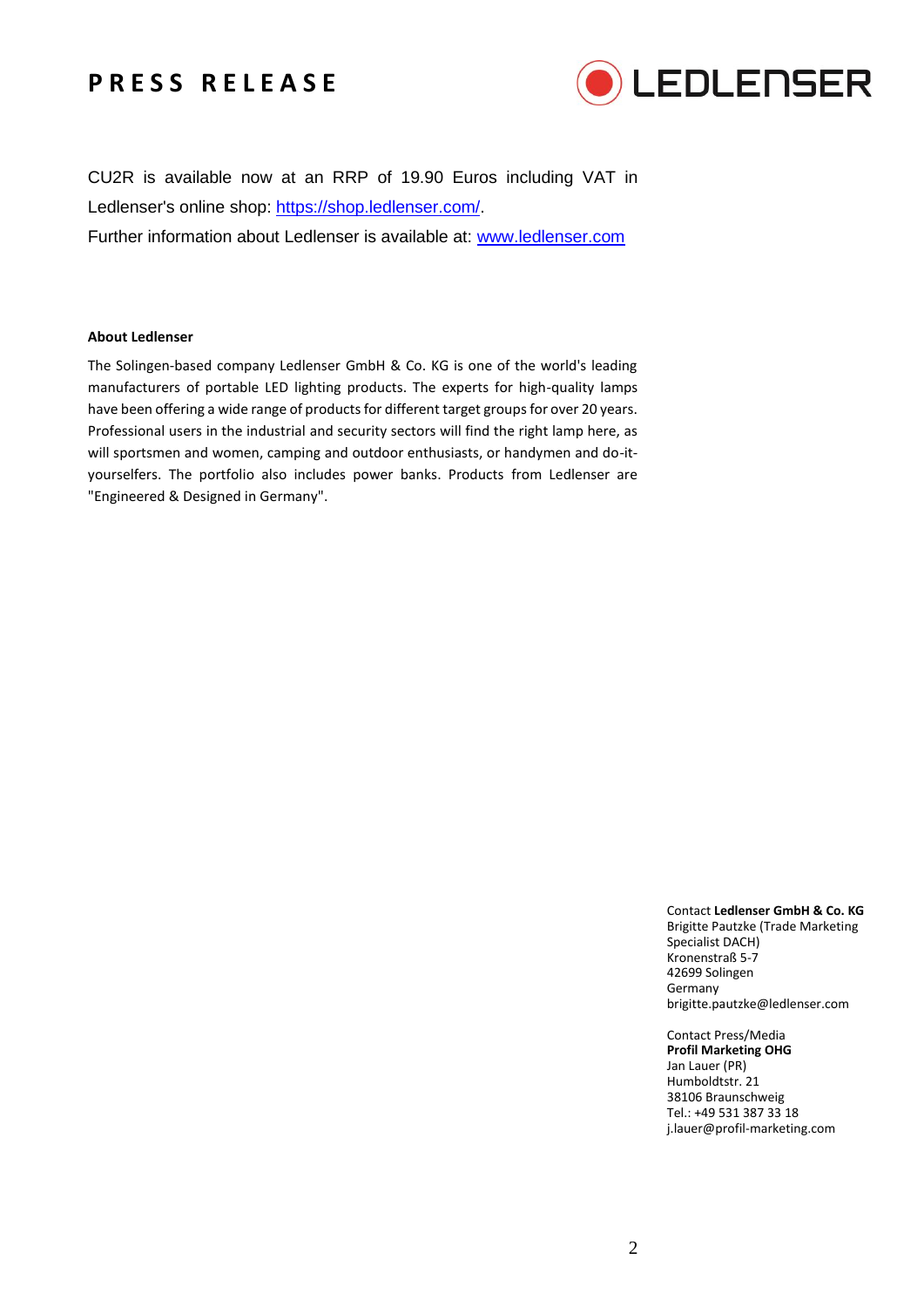CU2R is available now at an RRP of 19.90 Euros including VAT in Ledlenser's online shop: https://shop.ledlenser.com/.
Further information about Ledlenser is available at: www.ledlenser.com

**About Ledlenser**

The Solingen-based company Ledlenser GmbH & Co. KG is one of the world's leading manufacturers of portable LED lighting products. The experts for high-quality lamps have been offering a wide range of products for different target groups for over 20 years. Professional users in the industrial and security sectors will find the right lamp here, as will sportsmen and women, camping and outdoor enthusiasts, or handymen and do-it-yourselfers. The portfolio also includes power banks. Products from Ledlenser are "Engineered & Designed in Germany".

Contact **Ledlenser GmbH & Co. KG**
Brigitte Pautzke (Trade Marketing Specialist DACH)
Kronenstraß 5-7
42699 Solingen
Germany
brigitte.pautzke@ledlenser.com

Contact Press/Media
**Profil Marketing OHG**
Jan Lauer (PR)
Humboldtstr. 21
38106 Braunschweig
Tel.: +49 531 387 33 18
j.lauer@profil-marketing.com